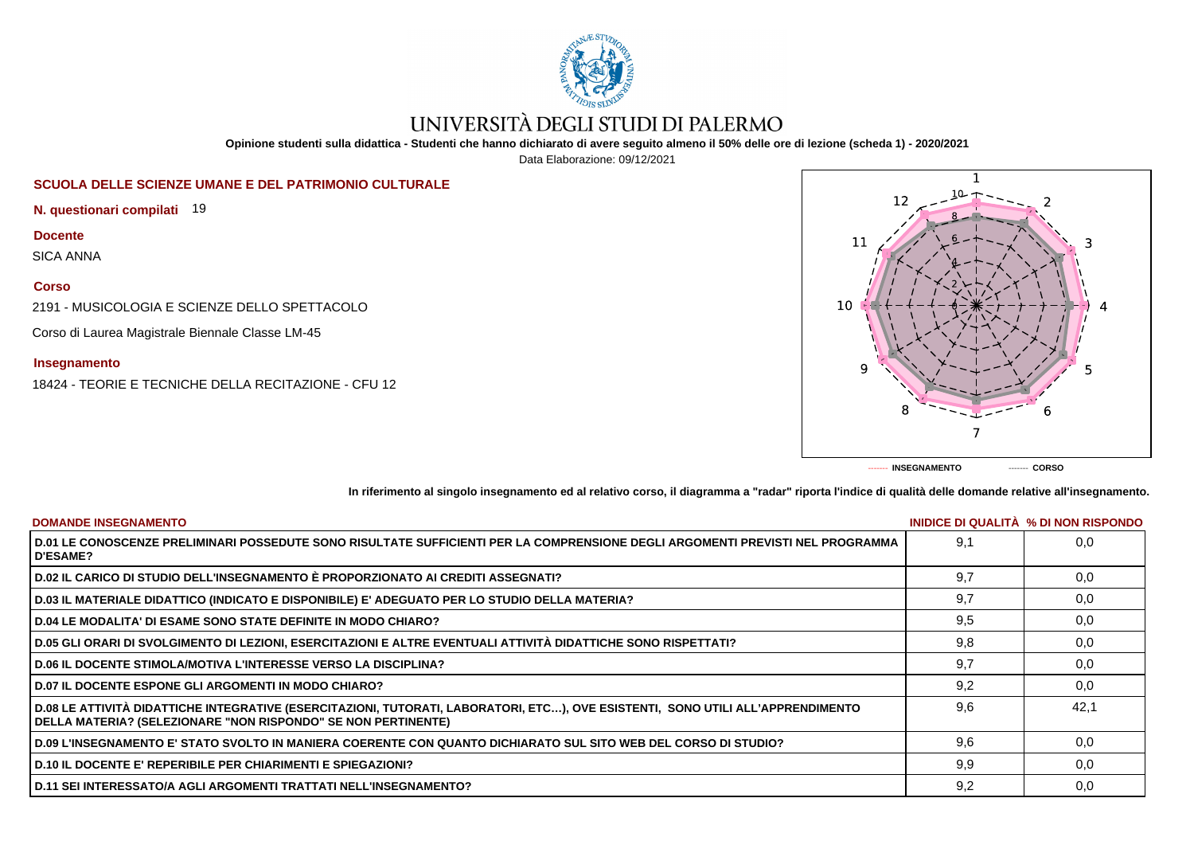# UNIVERSITÀ DEGLI STUDI DI PALERMO

**Opinione studenti sulla didattica - Studenti che hanno dichiarato di avere seguito almeno il 50% delle ore di lezione (scheda 1) - 2020/2021**

Data Elaborazione: 09/12/2021

## SCUOLA DELLE SCIENZE UMANE E DEL PATRIMONIO CULTURALE

**N. questionari compilati** 19

**Docente**

SICA ANNA

**Corso**

2191 - MUSICOLOGIA E SCIENZE DELLO SPETTACOLO

Corso di Laurea Magistrale Biennale Classe LM-45

**Insegnamento**

18424 - TEORIE E TECNICHE DELLA RECITAZIONE - CFU 12

------- INSEGNAMENTO ------- CORSO

**In riferimento al singolo insegnamento ed al relativo corso, il diagramma a "radar" riporta l'indice di qualità delle domande relative all'insegnamento.**

| DOMANDE INSEGNAMENTO | INIDICE DI QUALITÀ | % DI NON RISPONDO |
|---|---|---|
| D.01 LE CONOSCENZE PRELIMINARI POSSEDUTE SONO RISULTATE SUFFICIENTI PER LA COMPRENSIONE DEGLI ARGOMENTI PREVISTI NEL PROGRAMMA D'ESAME? | 9,1 | 0,0 |
| D.02 IL CARICO DI STUDIO DELL'INSEGNAMENTO È PROPORZIONATO AI CREDITI ASSEGNATI? | 9,7 | 0,0 |
| D.03 IL MATERIALE DIDATTICO (INDICATO E DISPONIBILE) E' ADEGUATO PER LO STUDIO DELLA MATERIA? | 9,7 | 0,0 |
| D.04 LE MODALITA' DI ESAME SONO STATE DEFINITE IN MODO CHIARO? | 9,5 | 0,0 |
| D.05 GLI ORARI DI SVOLGIMENTO DI LEZIONI, ESERCITAZIONI E ALTRE EVENTUALI ATTIVITÀ DIDATTICHE SONO RISPETTATI? | 9,8 | 0,0 |
| D.06 IL DOCENTE STIMOLA/MOTIVA L'INTERESSE VERSO LA DISCIPLINA? | 9,7 | 0,0 |
| D.07 IL DOCENTE ESPONE GLI ARGOMENTI IN MODO CHIARO? | 9,2 | 0,0 |
| D.08 LE ATTIVITÀ DIDATTICHE INTEGRATIVE (ESERCITAZIONI, TUTORATI, LABORATORI, ETC…), OVE ESISTENTI, SONO UTILI ALL'APPRENDIMENTO DELLA MATERIA? (SELEZIONARE "NON RISPONDO" SE NON PERTINENTE) | 9,6 | 42,1 |
| D.09 L'INSEGNAMENTO E' STATO SVOLTO IN MANIERA COERENTE CON QUANTO DICHIARATO SUL SITO WEB DEL CORSO DI STUDIO? | 9,6 | 0,0 |
| D.10 IL DOCENTE E' REPERIBILE PER CHIARIMENTI E SPIEGAZIONI? | 9,9 | 0,0 |
| D.11 SEI INTERESSATO/A AGLI ARGOMENTI TRATTATI NELL'INSEGNAMENTO? | 9,2 | 0,0 |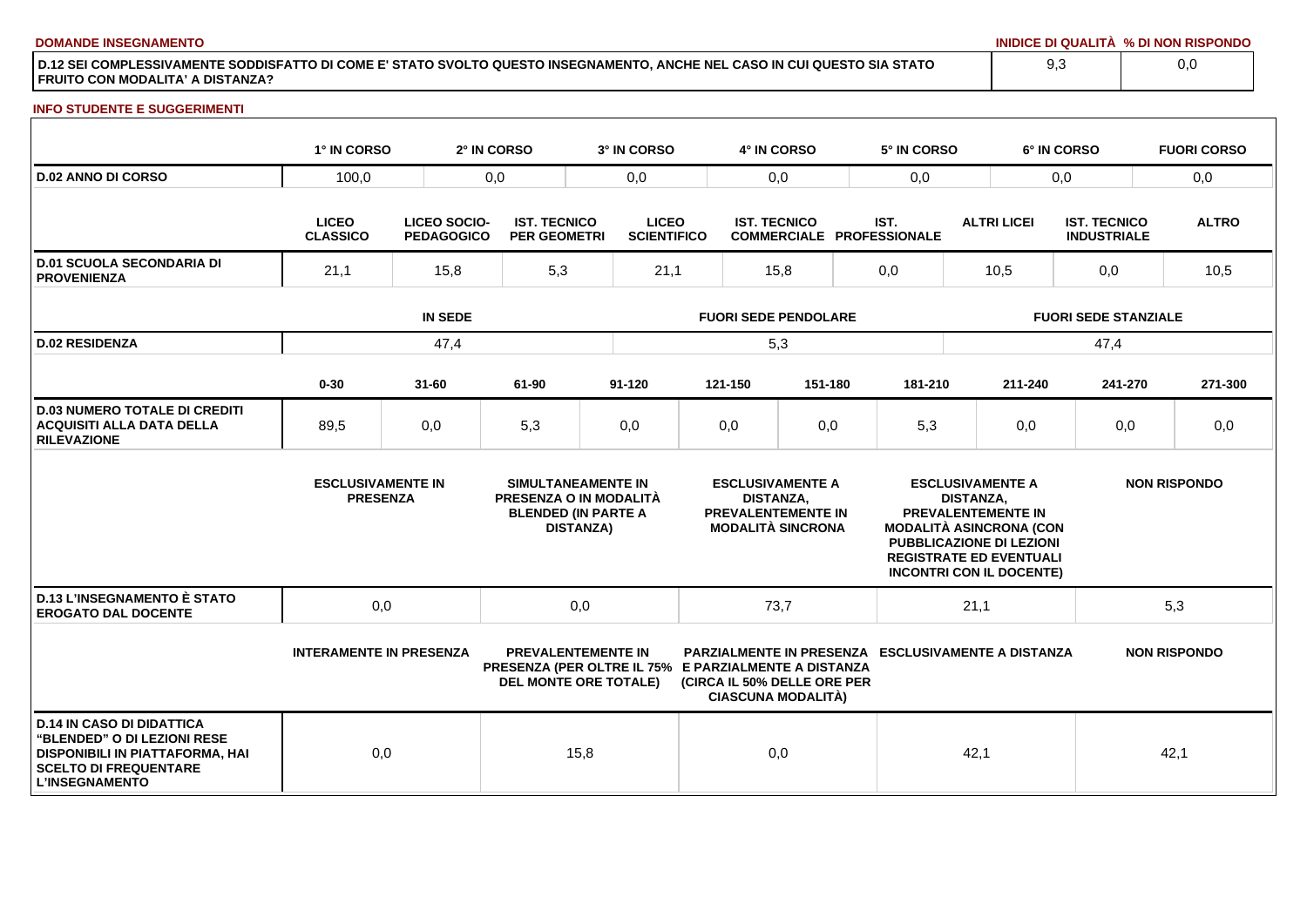**DOMANDE INSEGNAMENTO**

| | INIDICE DI QUALITÀ | % DI NON RISPONDO |
|---|---|---|
| D.12 SEI COMPLESSIVAMENTE SODDISFATTO DI COME E' STATO SVOLTO QUESTO INSEGNAMENTO, ANCHE NEL CASO IN CUI QUESTO SIA STATO FRUITO CON MODALITA' A DISTANZA? | 9,3 | 0,0 |

**INFO STUDENTE E SUGGERIMENTI**

| | 1° IN CORSO | 2° IN CORSO | 3° IN CORSO | 4° IN CORSO | 5° IN CORSO | 6° IN CORSO | FUORI CORSO |
|---|---|---|---|---|---|---|---|
| D.02 ANNO DI CORSO | 100,0 | 0,0 | 0,0 | 0,0 | 0,0 | 0,0 | 0,0 |

| | LICEO CLASSICO | LICEO SOCIO-PEDAGOGICO | IST. TECNICO PER GEOMETRI | LICEO SCIENTIFICO | IST. TECNICO COMMERCIALE | IST. PROFESSIONALE | ALTRI LICEI | IST. TECNICO INDUSTRIALE | ALTRO |
|---|---|---|---|---|---|---|---|---|---|
| D.01 SCUOLA SECONDARIA DI PROVENIENZA | 21,1 | 15,8 | 5,3 | 21,1 | 15,8 | 0,0 | 10,5 | 0,0 | 10,5 |

| | IN SEDE | FUORI SEDE PENDOLARE | FUORI SEDE STANZIALE |
|---|---|---|---|
| D.02 RESIDENZA | 47,4 | 5,3 | 47,4 |

| | 0-30 | 31-60 | 61-90 | 91-120 | 121-150 | 151-180 | 181-210 | 211-240 | 241-270 | 271-300 |
|---|---|---|---|---|---|---|---|---|---|---|
| D.03 NUMERO TOTALE DI CREDITI ACQUISITI ALLA DATA DELLA RILEVAZIONE | 89,5 | 0,0 | 5,3 | 0,0 | 0,0 | 0,0 | 5,3 | 0,0 | 0,0 | 0,0 |

| | ESCLUSIVAMENTE IN PRESENZA | SIMULTANEAMENTE IN PRESENZA O IN MODALITÀ BLENDED (IN PARTE A DISTANZA) | ESCLUSIVAMENTE A DISTANZA, PREVALENTEMENTE IN MODALITÀ SINCRONA | ESCLUSIVAMENTE A DISTANZA, PREVALENTEMENTE IN MODALITÀ ASINCRONA (CON PUBBLICAZIONE DI LEZIONI REGISTRATE ED EVENTUALI INCONTRI CON IL DOCENTE) | NON RISPONDO |
|---|---|---|---|---|---|
| D.13 L'INSEGNAMENTO È STATO EROGATO DAL DOCENTE | 0,0 | 0,0 | 73,7 | 21,1 | 5,3 |

| | INTERAMENTE IN PRESENZA | PREVALENTEMENTE IN PRESENZA (PER OLTRE IL 75% DEL MONTE ORE TOTALE) | PARZIALMENTE IN PRESENZA E PARZIALMENTE A DISTANZA (CIRCA IL 50% DELLE ORE PER CIASCUNA MODALITÀ) | ESCLUSIVAMENTE A DISTANZA | NON RISPONDO |
|---|---|---|---|---|---|
| D.14 IN CASO DI DIDATTICA "BLENDED" O DI LEZIONI RESE DISPONIBILI IN PIATTAFORMA, HAI SCELTO DI FREQUENTARE L'INSEGNAMENTO | 0,0 | 15,8 | 0,0 | 42,1 | 42,1 |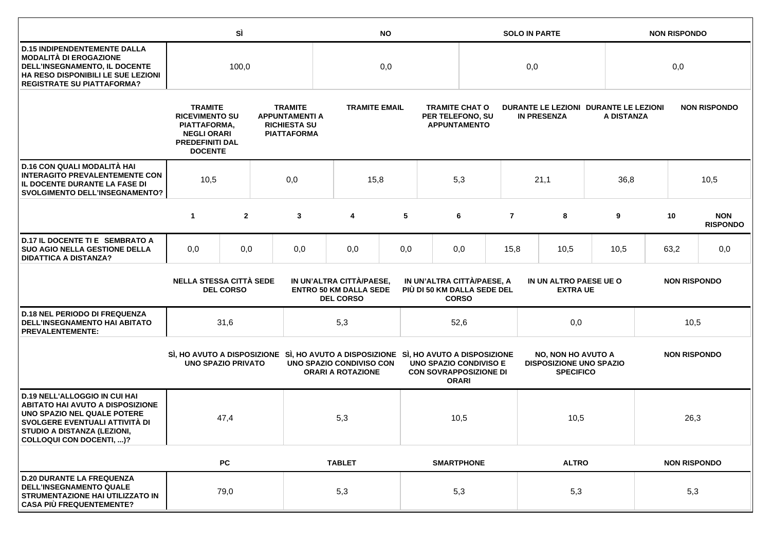| | SÌ | NO | SOLO IN PARTE | NON RISPONDO |
|---|---|---|---|---|
| **D.15 INDIPENDENTEMENTE DALLA MODALITÀ DI EROGAZIONE DELL'INSEGNAMENTO, IL DOCENTE HA RESO DISPONIBILI LE SUE LEZIONI REGISTRATE SU PIATTAFORMA?** | 100,0 | 0,0 | 0,0 | 0,0 |

| | TRAMITE RICEVIMENTO SU PIATTAFORMA, NEGLI ORARI PREDEFINITI DAL DOCENTE | TRAMITE APPUNTAMENTI A RICHIESTA SU PIATTAFORMA | TRAMITE EMAIL | TRAMITE CHAT O PER TELEFONO, SU APPUNTAMENTO | DURANTE LE LEZIONI IN PRESENZA | DURANTE LE LEZIONI A DISTANZA | NON RISPONDO |
|---|---|---|---|---|---|---|---|
| **D.16 CON QUALI MODALITÀ HAI INTERAGITO PREVALENTEMENTE CON IL DOCENTE DURANTE LA FASE DI SVOLGIMENTO DELL'INSEGNAMENTO?** | 10,5 | 0,0 | 15,8 | 5,3 | 21,1 | 36,8 | 10,5 |

| | 1 | 2 | 3 | 4 | 5 | 6 | 7 | 8 | 9 | 10 | NON RISPONDO |
|---|---|---|---|---|---|---|---|---|---|---|---|
| **D.17 IL DOCENTE TI E SEMBRATO A SUO AGIO NELLA GESTIONE DELLA DIDATTICA A DISTANZA?** | 0,0 | 0,0 | 0,0 | 0,0 | 0,0 | 0,0 | 15,8 | 10,5 | 10,5 | 63,2 | 0,0 |

| | NELLA STESSA CITTÀ SEDE DEL CORSO | IN UN'ALTRA CITTÀ/PAESE, ENTRO 50 KM DALLA SEDE DEL CORSO | IN UN'ALTRA CITTÀ/PAESE, A PIÙ DI 50 KM DALLA SEDE DEL CORSO | IN UN ALTRO PAESE UE O EXTRA UE | NON RISPONDO |
|---|---|---|---|---|---|
| **D.18 NEL PERIODO DI FREQUENZA DELL'INSEGNAMENTO HAI ABITATO PREVALENTEMENTE:** | 31,6 | 5,3 | 52,6 | 0,0 | 10,5 |

| | SÌ, HO AVUTO A DISPOSIZIONE UNO SPAZIO PRIVATO | SÌ, HO AVUTO A DISPOSIZIONE UNO SPAZIO CONDIVISO CON ORARI A ROTAZIONE | SÌ, HO AVUTO A DISPOSIZIONE UNO SPAZIO CONDIVISO E CON SOVRAPPOSIZIONE DI ORARI | NO, NON HO AVUTO A DISPOSIZIONE UNO SPAZIO SPECIFICO | NON RISPONDO |
|---|---|---|---|---|---|
| **D.19 NELL'ALLOGGIO IN CUI HAI ABITATO HAI AVUTO A DISPOSIZIONE UNO SPAZIO NEL QUALE POTERE SVOLGERE EVENTUALI ATTIVITÀ DI STUDIO A DISTANZA (LEZIONI, COLLOQUI CON DOCENTI, ...)?** | 47,4 | 5,3 | 10,5 | 10,5 | 26,3 |

| | PC | TABLET | SMARTPHONE | ALTRO | NON RISPONDO |
|---|---|---|---|---|---|
| **D.20 DURANTE LA FREQUENZA DELL'INSEGNAMENTO QUALE STRUMENTAZIONE HAI UTILIZZATO IN CASA PIÙ FREQUENTEMENTE?** | 79,0 | 5,3 | 5,3 | 5,3 | 5,3 |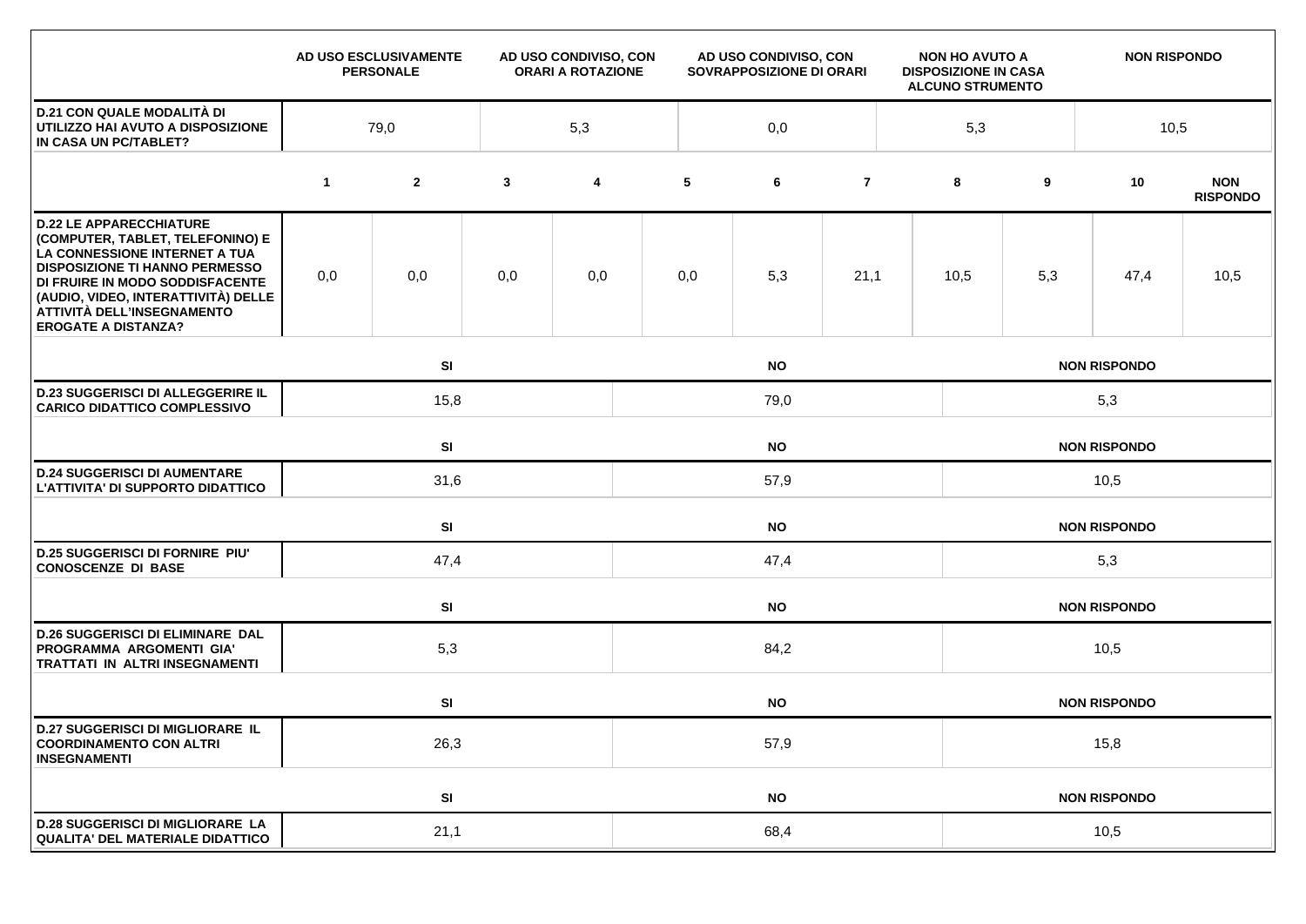| | AD USO ESCLUSIVAMENTE PERSONALE | AD USO CONDIVISO, CON ORARI A ROTAZIONE | AD USO CONDIVISO, CON SOVRAPPOSIZIONE DI ORARI | NON HO AVUTO A DISPOSIZIONE IN CASA ALCUNO STRUMENTO | NON RISPONDO |
|---|---|---|---|---|---|
| **D.21 CON QUALE MODALITÀ DI UTILIZZO HAI AVUTO A DISPOSIZIONE IN CASA UN PC/TABLET?** | 79,0 | 5,3 | 0,0 | 5,3 | 10,5 |

| | 1 | 2 | 3 | 4 | 5 | 6 | 7 | 8 | 9 | 10 | NON RISPONDO |
|---|---|---|---|---|---|---|---|---|---|---|---|
| **D.22 LE APPARECCHIATURE (COMPUTER, TABLET, TELEFONINO) E LA CONNESSIONE INTERNET A TUA DISPOSIZIONE TI HANNO PERMESSO DI FRUIRE IN MODO SODDISFACENTE (AUDIO, VIDEO, INTERATTIVITÀ) DELLE ATTIVITÀ DELL'INSEGNAMENTO EROGATE A DISTANZA?** | 0,0 | 0,0 | 0,0 | 0,0 | 0,0 | 5,3 | 21,1 | 10,5 | 5,3 | 47,4 | 10,5 |

| | SI | NO | NON RISPONDO |
|---|---|---|---|
| **D.23 SUGGERISCI DI ALLEGGERIRE IL CARICO DIDATTICO COMPLESSIVO** | 15,8 | 79,0 | 5,3 |
| **D.24 SUGGERISCI DI AUMENTARE L'ATTIVITA' DI SUPPORTO DIDATTICO** | 31,6 | 57,9 | 10,5 |
| **D.25 SUGGERISCI DI FORNIRE PIU' CONOSCENZE DI BASE** | 47,4 | 47,4 | 5,3 |
| **D.26 SUGGERISCI DI ELIMINARE DAL PROGRAMMA ARGOMENTI GIA' TRATTATI IN ALTRI INSEGNAMENTI** | 5,3 | 84,2 | 10,5 |
| **D.27 SUGGERISCI DI MIGLIORARE IL COORDINAMENTO CON ALTRI INSEGNAMENTI** | 26,3 | 57,9 | 15,8 |
| **D.28 SUGGERISCI DI MIGLIORARE LA QUALITA' DEL MATERIALE DIDATTICO** | 21,1 | 68,4 | 10,5 |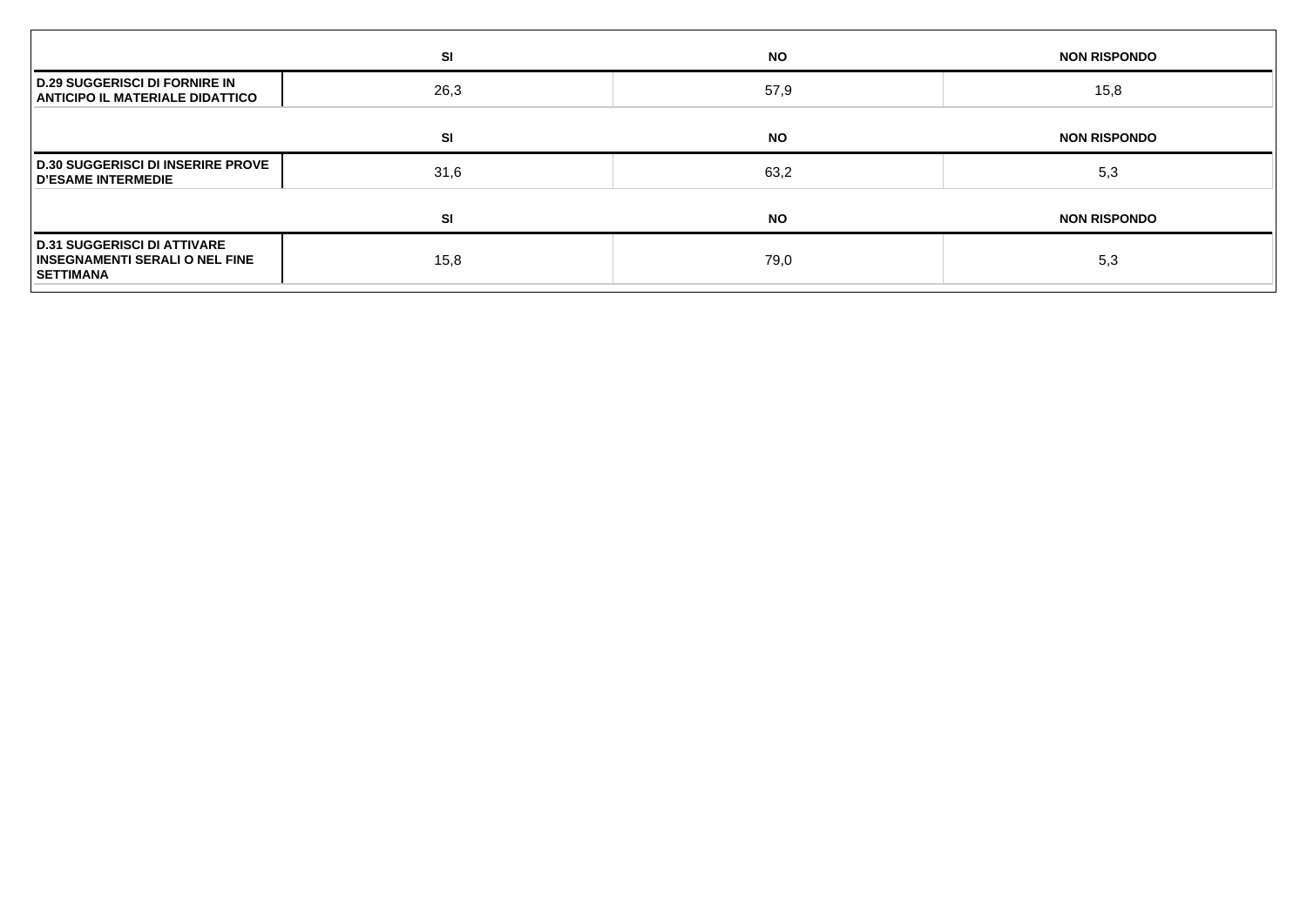| | SI | NO | NON RISPONDO |
|---|---|---|---|
| **D.29 SUGGERISCI DI FORNIRE IN ANTICIPO IL MATERIALE DIDATTICO** | 26,3 | 57,9 | 15,8 |

| | SI | NO | NON RISPONDO |
|---|---|---|---|
| **D.30 SUGGERISCI DI INSERIRE PROVE D'ESAME INTERMEDIE** | 31,6 | 63,2 | 5,3 |

| | SI | NO | NON RISPONDO |
|---|---|---|---|
| **D.31 SUGGERISCI DI ATTIVARE INSEGNAMENTI SERALI O NEL FINE SETTIMANA** | 15,8 | 79,0 | 5,3 |